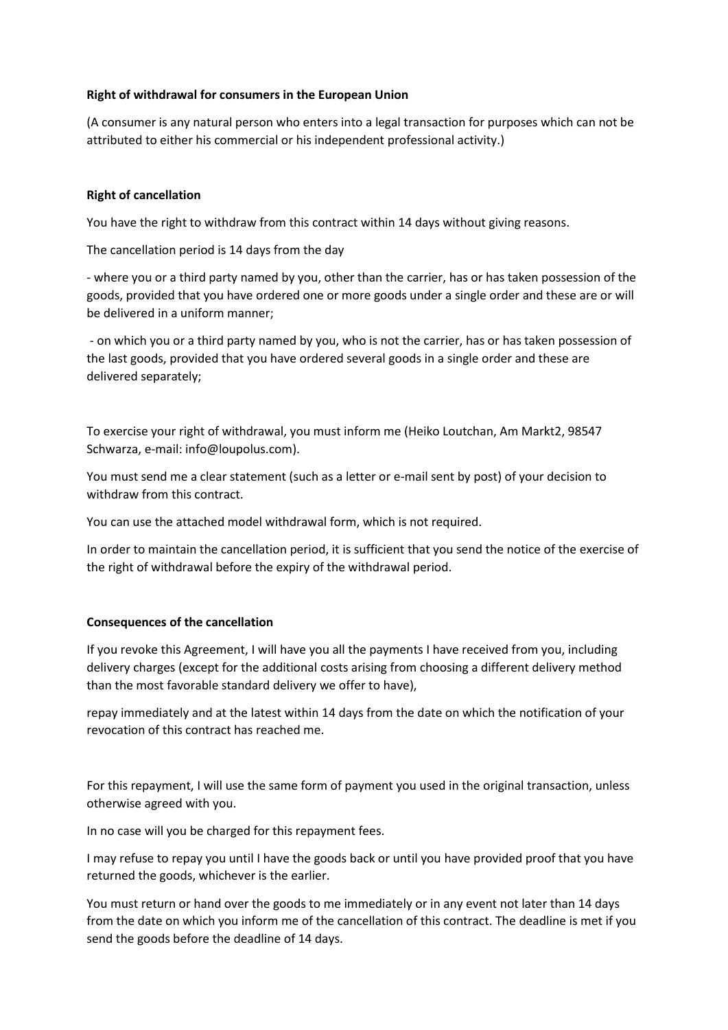**Right of withdrawal for consumers in the European Union**

(A consumer is any natural person who enters into a legal transaction for purposes which can not be attributed to either his commercial or his independent professional activity.)

**Right of cancellation**

You have the right to withdraw from this contract within 14 days without giving reasons.

The cancellation period is 14 days from the day

- where you or a third party named by you, other than the carrier, has or has taken possession of the goods, provided that you have ordered one or more goods under a single order and these are or will be delivered in a uniform manner;

- on which you or a third party named by you, who is not the carrier, has or has taken possession of the last goods, provided that you have ordered several goods in a single order and these are delivered separately;

To exercise your right of withdrawal, you must inform me (Heiko Loutchan, Am Markt2, 98547 Schwarza, e-mail: info@loupolus.com).

You must send me a clear statement (such as a letter or e-mail sent by post) of your decision to withdraw from this contract.

You can use the attached model withdrawal form, which is not required.

In order to maintain the cancellation period, it is sufficient that you send the notice of the exercise of the right of withdrawal before the expiry of the withdrawal period.

**Consequences of the cancellation**

If you revoke this Agreement, I will have you all the payments I have received from you, including delivery charges (except for the additional costs arising from choosing a different delivery method than the most favorable standard delivery we offer to have),

repay immediately and at the latest within 14 days from the date on which the notification of your revocation of this contract has reached me.

For this repayment, I will use the same form of payment you used in the original transaction, unless otherwise agreed with you.

In no case will you be charged for this repayment fees.

I may refuse to repay you until I have the goods back or until you have provided proof that you have returned the goods, whichever is the earlier.

You must return or hand over the goods to me immediately or in any event not later than 14 days from the date on which you inform me of the cancellation of this contract. The deadline is met if you send the goods before the deadline of 14 days.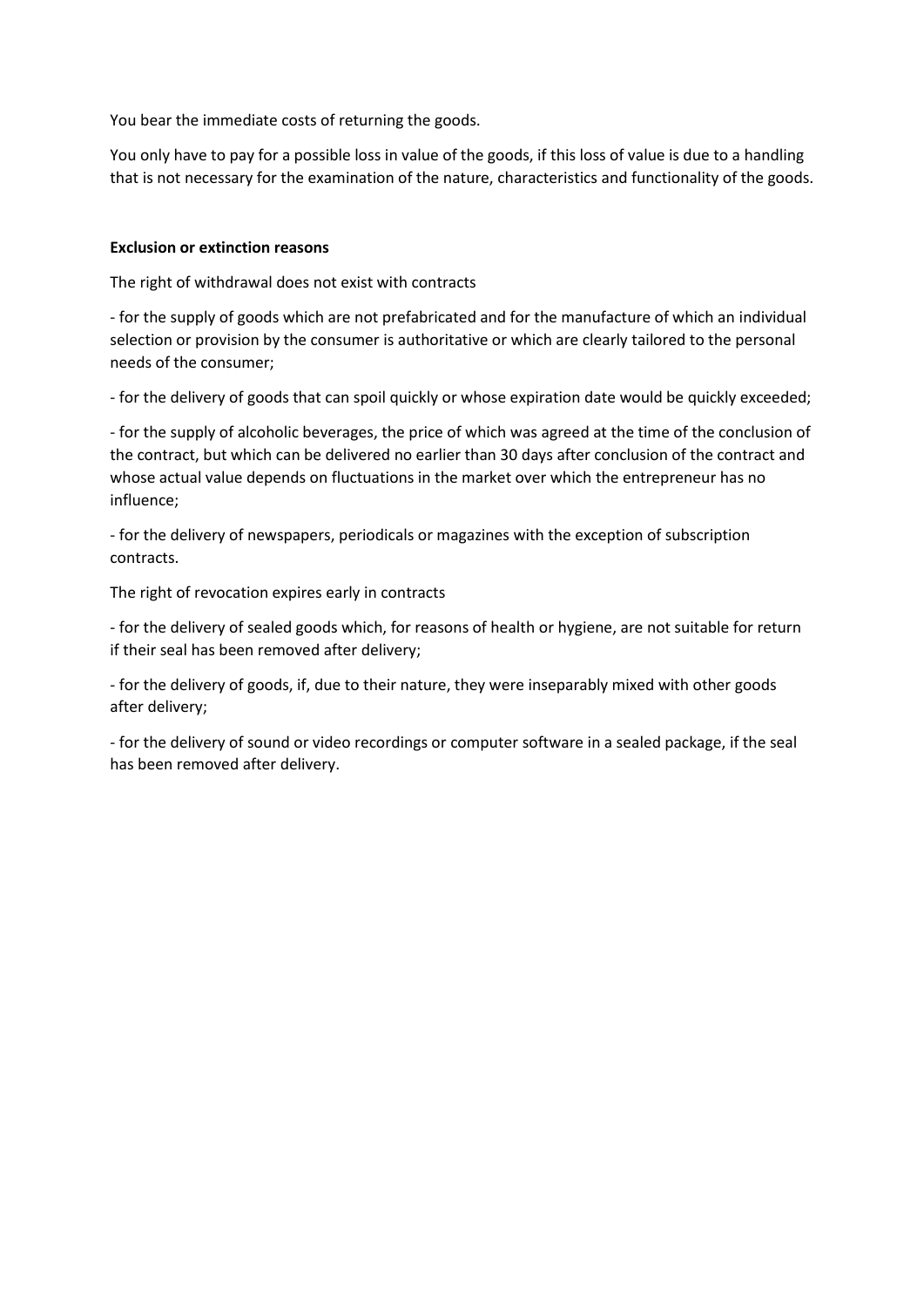You bear the immediate costs of returning the goods.

You only have to pay for a possible loss in value of the goods, if this loss of value is due to a handling that is not necessary for the examination of the nature, characteristics and functionality of the goods.

**Exclusion or extinction reasons**

The right of withdrawal does not exist with contracts

- for the supply of goods which are not prefabricated and for the manufacture of which an individual selection or provision by the consumer is authoritative or which are clearly tailored to the personal needs of the consumer;

- for the delivery of goods that can spoil quickly or whose expiration date would be quickly exceeded;

- for the supply of alcoholic beverages, the price of which was agreed at the time of the conclusion of the contract, but which can be delivered no earlier than 30 days after conclusion of the contract and whose actual value depends on fluctuations in the market over which the entrepreneur has no influence;

- for the delivery of newspapers, periodicals or magazines with the exception of subscription contracts.

The right of revocation expires early in contracts

- for the delivery of sealed goods which, for reasons of health or hygiene, are not suitable for return if their seal has been removed after delivery;

- for the delivery of goods, if, due to their nature, they were inseparably mixed with other goods after delivery;

- for the delivery of sound or video recordings or computer software in a sealed package, if the seal has been removed after delivery.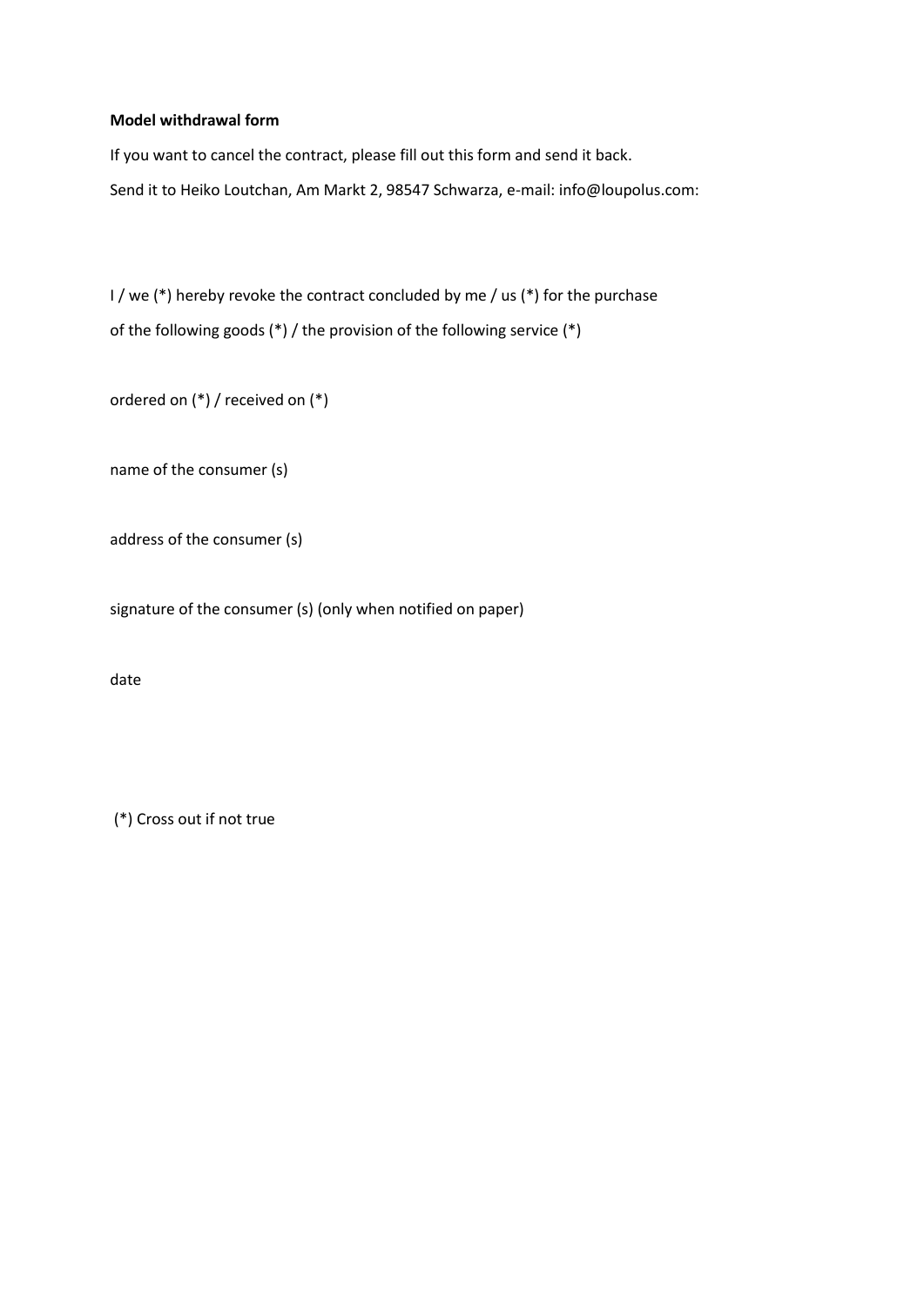**Model withdrawal form**

If you want to cancel the contract, please fill out this form and send it back.

Send it to Heiko Loutchan, Am Markt 2, 98547 Schwarza, e-mail: info@loupolus.com:

I / we (*) hereby revoke the contract concluded by me / us (*) for the purchase
of the following goods (*) / the provision of the following service (*)

ordered on (*) / received on (*)

name of the consumer (s)

address of the consumer (s)

signature of the consumer (s) (only when notified on paper)

date

(*) Cross out if not true